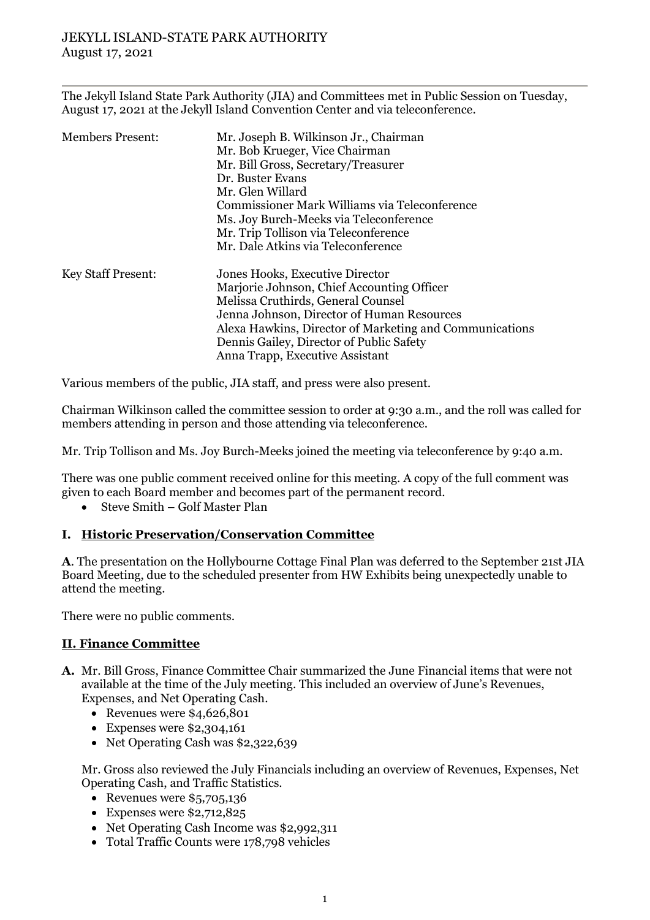# JEKYLL ISLAND-STATE PARK AUTHORITY
August 17, 2021

---

The Jekyll Island State Park Authority (JIA) and Committees met in Public Session on Tuesday, August 17, 2021 at the Jekyll Island Convention Center and via teleconference.

| | |
|---|---|
| Members Present: | Mr. Joseph B. Wilkinson Jr., Chairman |
| | Mr. Bob Krueger, Vice Chairman |
| | Mr. Bill Gross, Secretary/Treasurer |
| | Dr. Buster Evans |
| | Mr. Glen Willard |
| | Commissioner Mark Williams via Teleconference |
| | Ms. Joy Burch-Meeks via Teleconference |
| | Mr. Trip Tollison via Teleconference |
| | Mr. Dale Atkins via Teleconference |
| Key Staff Present: | Jones Hooks, Executive Director |
| | Marjorie Johnson, Chief Accounting Officer |
| | Melissa Cruthirds, General Counsel |
| | Jenna Johnson, Director of Human Resources |
| | Alexa Hawkins, Director of Marketing and Communications |
| | Dennis Gailey, Director of Public Safety |
| | Anna Trapp, Executive Assistant |

Various members of the public, JIA staff, and press were also present.

Chairman Wilkinson called the committee session to order at 9:30 a.m., and the roll was called for members attending in person and those attending via teleconference.

Mr. Trip Tollison and Ms. Joy Burch-Meeks joined the meeting via teleconference by 9:40 a.m.

There was one public comment received online for this meeting. A copy of the full comment was given to each Board member and becomes part of the permanent record.

- Steve Smith – Golf Master Plan

## I. Historic Preservation/Conservation Committee

**A**. The presentation on the Hollybourne Cottage Final Plan was deferred to the September 21st JIA Board Meeting, due to the scheduled presenter from HW Exhibits being unexpectedly unable to attend the meeting.

There were no public comments.

## II. Finance Committee

**A.** Mr. Bill Gross, Finance Committee Chair summarized the June Financial items that were not available at the time of the July meeting. This included an overview of June's Revenues, Expenses, and Net Operating Cash.

- Revenues were $4,626,801
- Expenses were $2,304,161
- Net Operating Cash was $2,322,639

Mr. Gross also reviewed the July Financials including an overview of Revenues, Expenses, Net Operating Cash, and Traffic Statistics.

- Revenues were $5,705,136
- Expenses were $2,712,825
- Net Operating Cash Income was $2,992,311
- Total Traffic Counts were 178,798 vehicles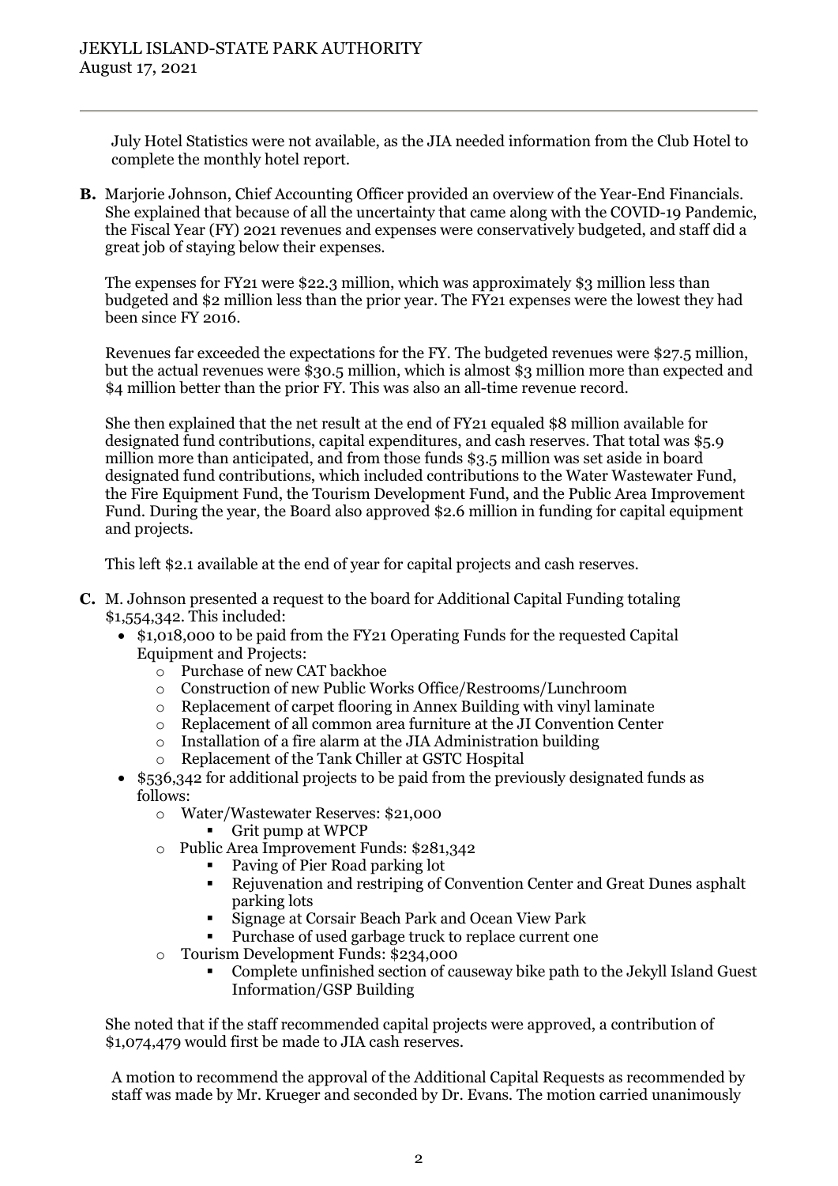July Hotel Statistics were not available, as the JIA needed information from the Club Hotel to complete the monthly hotel report.

**B.** Marjorie Johnson, Chief Accounting Officer provided an overview of the Year-End Financials. She explained that because of all the uncertainty that came along with the COVID-19 Pandemic, the Fiscal Year (FY) 2021 revenues and expenses were conservatively budgeted, and staff did a great job of staying below their expenses.

The expenses for FY21 were $22.3 million, which was approximately $3 million less than budgeted and $2 million less than the prior year. The FY21 expenses were the lowest they had been since FY 2016.

Revenues far exceeded the expectations for the FY. The budgeted revenues were $27.5 million, but the actual revenues were $30.5 million, which is almost $3 million more than expected and $4 million better than the prior FY. This was also an all-time revenue record.

She then explained that the net result at the end of FY21 equaled $8 million available for designated fund contributions, capital expenditures, and cash reserves. That total was $5.9 million more than anticipated, and from those funds $3.5 million was set aside in board designated fund contributions, which included contributions to the Water Wastewater Fund, the Fire Equipment Fund, the Tourism Development Fund, and the Public Area Improvement Fund. During the year, the Board also approved $2.6 million in funding for capital equipment and projects.

This left $2.1 available at the end of year for capital projects and cash reserves.

**C.** M. Johnson presented a request to the board for Additional Capital Funding totaling $1,554,342. This included:

- $1,018,000 to be paid from the FY21 Operating Funds for the requested Capital Equipment and Projects:
  - Purchase of new CAT backhoe
  - Construction of new Public Works Office/Restrooms/Lunchroom
  - Replacement of carpet flooring in Annex Building with vinyl laminate
  - Replacement of all common area furniture at the JI Convention Center
  - Installation of a fire alarm at the JIA Administration building
  - Replacement of the Tank Chiller at GSTC Hospital
- $536,342 for additional projects to be paid from the previously designated funds as follows:
  - Water/Wastewater Reserves: $21,000
    - Grit pump at WPCP
  - Public Area Improvement Funds: $281,342
    - Paving of Pier Road parking lot
    - Rejuvenation and restriping of Convention Center and Great Dunes asphalt parking lots
    - Signage at Corsair Beach Park and Ocean View Park
    - Purchase of used garbage truck to replace current one
  - Tourism Development Funds: $234,000
    - Complete unfinished section of causeway bike path to the Jekyll Island Guest Information/GSP Building

She noted that if the staff recommended capital projects were approved, a contribution of $1,074,479 would first be made to JIA cash reserves.

A motion to recommend the approval of the Additional Capital Requests as recommended by staff was made by Mr. Krueger and seconded by Dr. Evans. The motion carried unanimously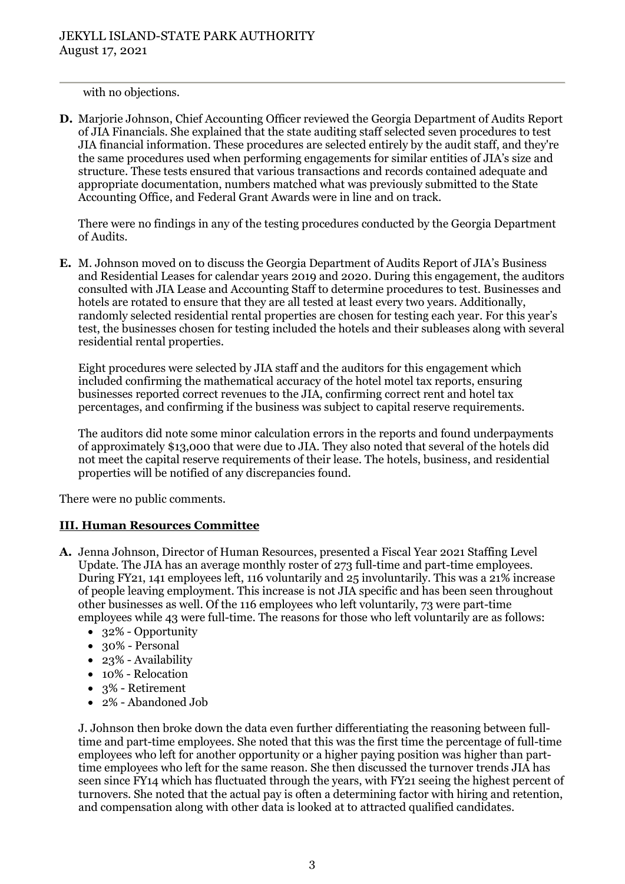with no objections.

**D.** Marjorie Johnson, Chief Accounting Officer reviewed the Georgia Department of Audits Report of JIA Financials. She explained that the state auditing staff selected seven procedures to test JIA financial information. These procedures are selected entirely by the audit staff, and they're the same procedures used when performing engagements for similar entities of JIA's size and structure. These tests ensured that various transactions and records contained adequate and appropriate documentation, numbers matched what was previously submitted to the State Accounting Office, and Federal Grant Awards were in line and on track.

There were no findings in any of the testing procedures conducted by the Georgia Department of Audits.

**E.** M. Johnson moved on to discuss the Georgia Department of Audits Report of JIA's Business and Residential Leases for calendar years 2019 and 2020. During this engagement, the auditors consulted with JIA Lease and Accounting Staff to determine procedures to test. Businesses and hotels are rotated to ensure that they are all tested at least every two years. Additionally, randomly selected residential rental properties are chosen for testing each year. For this year's test, the businesses chosen for testing included the hotels and their subleases along with several residential rental properties.

Eight procedures were selected by JIA staff and the auditors for this engagement which included confirming the mathematical accuracy of the hotel motel tax reports, ensuring businesses reported correct revenues to the JIA, confirming correct rent and hotel tax percentages, and confirming if the business was subject to capital reserve requirements.

The auditors did note some minor calculation errors in the reports and found underpayments of approximately $13,000 that were due to JIA. They also noted that several of the hotels did not meet the capital reserve requirements of their lease. The hotels, business, and residential properties will be notified of any discrepancies found.

There were no public comments.

## III. Human Resources Committee

**A.** Jenna Johnson, Director of Human Resources, presented a Fiscal Year 2021 Staffing Level Update. The JIA has an average monthly roster of 273 full-time and part-time employees. During FY21, 141 employees left, 116 voluntarily and 25 involuntarily. This was a 21% increase of people leaving employment. This increase is not JIA specific and has been seen throughout other businesses as well. Of the 116 employees who left voluntarily, 73 were part-time employees while 43 were full-time. The reasons for those who left voluntarily are as follows:

- 32% - Opportunity
- 30% - Personal
- 23% - Availability
- 10% - Relocation
- 3% - Retirement
- 2% - Abandoned Job

J. Johnson then broke down the data even further differentiating the reasoning between full-time and part-time employees. She noted that this was the first time the percentage of full-time employees who left for another opportunity or a higher paying position was higher than part-time employees who left for the same reason. She then discussed the turnover trends JIA has seen since FY14 which has fluctuated through the years, with FY21 seeing the highest percent of turnovers. She noted that the actual pay is often a determining factor with hiring and retention, and compensation along with other data is looked at to attracted qualified candidates.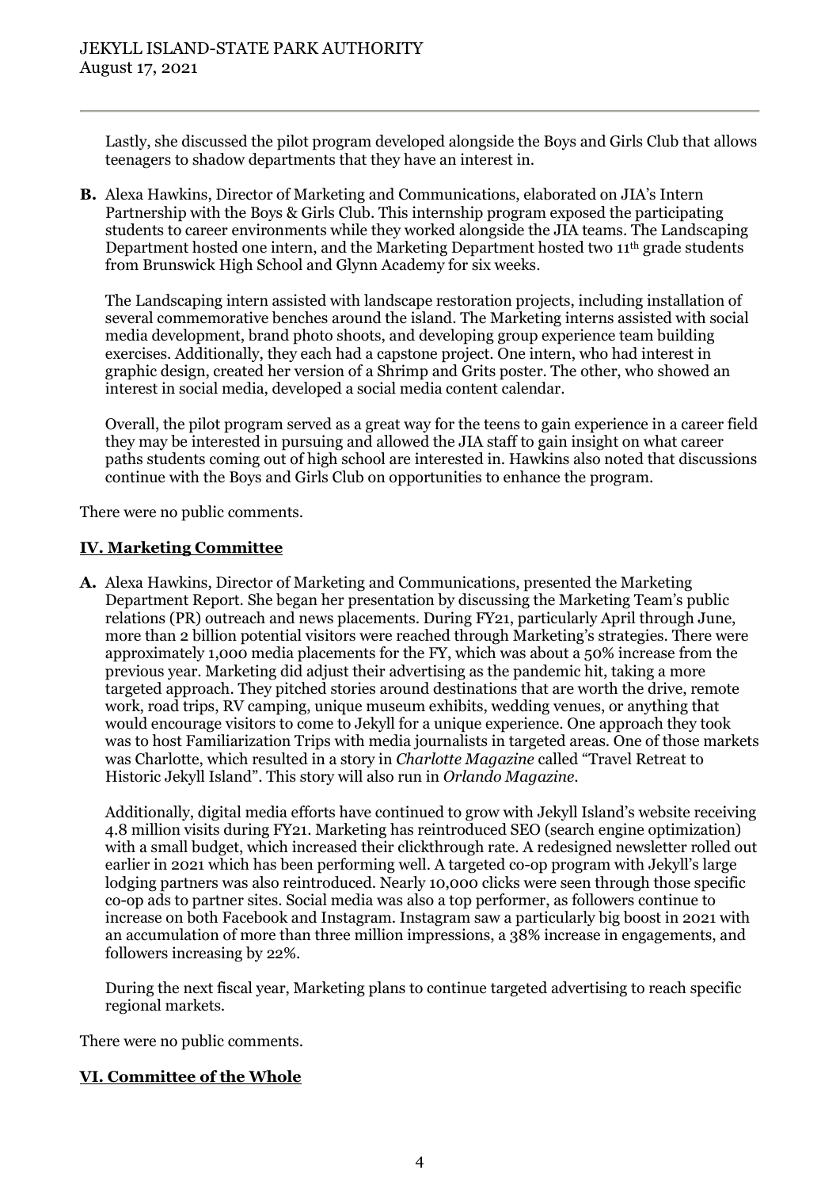Lastly, she discussed the pilot program developed alongside the Boys and Girls Club that allows teenagers to shadow departments that they have an interest in.

**B.** Alexa Hawkins, Director of Marketing and Communications, elaborated on JIA's Intern Partnership with the Boys & Girls Club. This internship program exposed the participating students to career environments while they worked alongside the JIA teams. The Landscaping Department hosted one intern, and the Marketing Department hosted two 11th grade students from Brunswick High School and Glynn Academy for six weeks.

The Landscaping intern assisted with landscape restoration projects, including installation of several commemorative benches around the island. The Marketing interns assisted with social media development, brand photo shoots, and developing group experience team building exercises. Additionally, they each had a capstone project. One intern, who had interest in graphic design, created her version of a Shrimp and Grits poster. The other, who showed an interest in social media, developed a social media content calendar.

Overall, the pilot program served as a great way for the teens to gain experience in a career field they may be interested in pursuing and allowed the JIA staff to gain insight on what career paths students coming out of high school are interested in. Hawkins also noted that discussions continue with the Boys and Girls Club on opportunities to enhance the program.

There were no public comments.

## IV. Marketing Committee

**A.** Alexa Hawkins, Director of Marketing and Communications, presented the Marketing Department Report. She began her presentation by discussing the Marketing Team's public relations (PR) outreach and news placements. During FY21, particularly April through June, more than 2 billion potential visitors were reached through Marketing's strategies. There were approximately 1,000 media placements for the FY, which was about a 50% increase from the previous year. Marketing did adjust their advertising as the pandemic hit, taking a more targeted approach. They pitched stories around destinations that are worth the drive, remote work, road trips, RV camping, unique museum exhibits, wedding venues, or anything that would encourage visitors to come to Jekyll for a unique experience. One approach they took was to host Familiarization Trips with media journalists in targeted areas. One of those markets was Charlotte, which resulted in a story in *Charlotte Magazine* called "Travel Retreat to Historic Jekyll Island". This story will also run in *Orlando Magazine*.

Additionally, digital media efforts have continued to grow with Jekyll Island's website receiving 4.8 million visits during FY21. Marketing has reintroduced SEO (search engine optimization) with a small budget, which increased their clickthrough rate. A redesigned newsletter rolled out earlier in 2021 which has been performing well. A targeted co-op program with Jekyll's large lodging partners was also reintroduced. Nearly 10,000 clicks were seen through those specific co-op ads to partner sites. Social media was also a top performer, as followers continue to increase on both Facebook and Instagram. Instagram saw a particularly big boost in 2021 with an accumulation of more than three million impressions, a 38% increase in engagements, and followers increasing by 22%.

During the next fiscal year, Marketing plans to continue targeted advertising to reach specific regional markets.

There were no public comments.

## VI. Committee of the Whole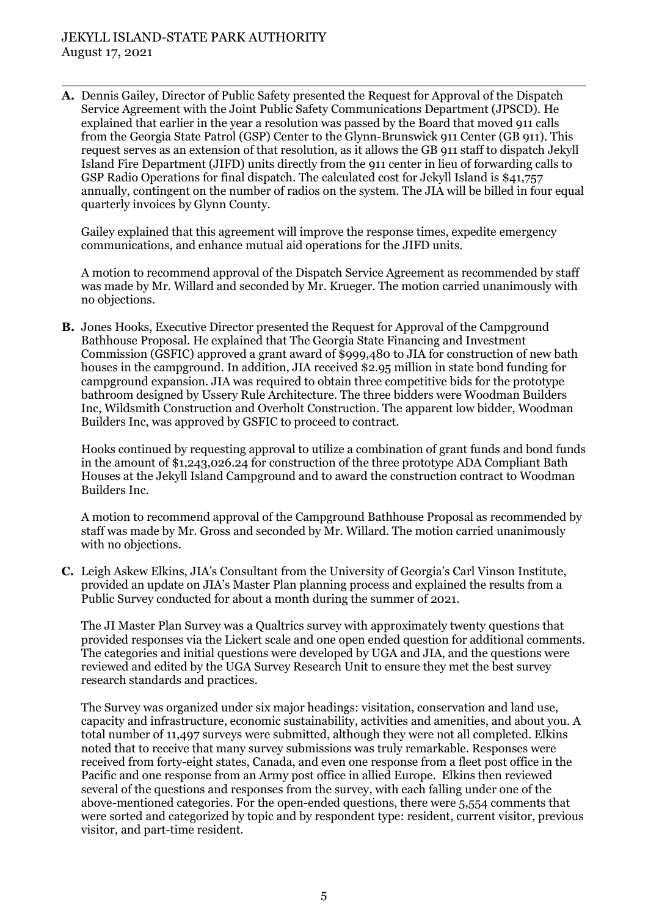**A.** Dennis Gailey, Director of Public Safety presented the Request for Approval of the Dispatch Service Agreement with the Joint Public Safety Communications Department (JPSCD). He explained that earlier in the year a resolution was passed by the Board that moved 911 calls from the Georgia State Patrol (GSP) Center to the Glynn-Brunswick 911 Center (GB 911). This request serves as an extension of that resolution, as it allows the GB 911 staff to dispatch Jekyll Island Fire Department (JIFD) units directly from the 911 center in lieu of forwarding calls to GSP Radio Operations for final dispatch. The calculated cost for Jekyll Island is $41,757 annually, contingent on the number of radios on the system. The JIA will be billed in four equal quarterly invoices by Glynn County.

Gailey explained that this agreement will improve the response times, expedite emergency communications, and enhance mutual aid operations for the JIFD units.

A motion to recommend approval of the Dispatch Service Agreement as recommended by staff was made by Mr. Willard and seconded by Mr. Krueger. The motion carried unanimously with no objections.

**B.** Jones Hooks, Executive Director presented the Request for Approval of the Campground Bathhouse Proposal. He explained that The Georgia State Financing and Investment Commission (GSFIC) approved a grant award of $999,480 to JIA for construction of new bath houses in the campground. In addition, JIA received $2.95 million in state bond funding for campground expansion. JIA was required to obtain three competitive bids for the prototype bathroom designed by Ussery Rule Architecture. The three bidders were Woodman Builders Inc, Wildsmith Construction and Overholt Construction. The apparent low bidder, Woodman Builders Inc, was approved by GSFIC to proceed to contract.

Hooks continued by requesting approval to utilize a combination of grant funds and bond funds in the amount of $1,243,026.24 for construction of the three prototype ADA Compliant Bath Houses at the Jekyll Island Campground and to award the construction contract to Woodman Builders Inc.

A motion to recommend approval of the Campground Bathhouse Proposal as recommended by staff was made by Mr. Gross and seconded by Mr. Willard. The motion carried unanimously with no objections.

**C.** Leigh Askew Elkins, JIA's Consultant from the University of Georgia's Carl Vinson Institute, provided an update on JIA's Master Plan planning process and explained the results from a Public Survey conducted for about a month during the summer of 2021.

The JI Master Plan Survey was a Qualtrics survey with approximately twenty questions that provided responses via the Lickert scale and one open ended question for additional comments. The categories and initial questions were developed by UGA and JIA, and the questions were reviewed and edited by the UGA Survey Research Unit to ensure they met the best survey research standards and practices.

The Survey was organized under six major headings: visitation, conservation and land use, capacity and infrastructure, economic sustainability, activities and amenities, and about you. A total number of 11,497 surveys were submitted, although they were not all completed. Elkins noted that to receive that many survey submissions was truly remarkable. Responses were received from forty-eight states, Canada, and even one response from a fleet post office in the Pacific and one response from an Army post office in allied Europe. Elkins then reviewed several of the questions and responses from the survey, with each falling under one of the above-mentioned categories. For the open-ended questions, there were 5,554 comments that were sorted and categorized by topic and by respondent type: resident, current visitor, previous visitor, and part-time resident.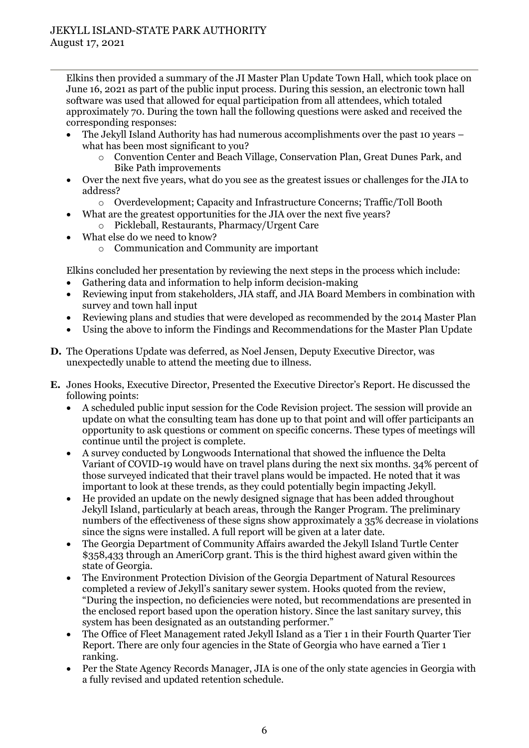Elkins then provided a summary of the JI Master Plan Update Town Hall, which took place on June 16, 2021 as part of the public input process. During this session, an electronic town hall software was used that allowed for equal participation from all attendees, which totaled approximately 70. During the town hall the following questions were asked and received the corresponding responses:

- The Jekyll Island Authority has had numerous accomplishments over the past 10 years – what has been most significant to you?
  - Convention Center and Beach Village, Conservation Plan, Great Dunes Park, and Bike Path improvements
- Over the next five years, what do you see as the greatest issues or challenges for the JIA to address?
  - Overdevelopment; Capacity and Infrastructure Concerns; Traffic/Toll Booth
- What are the greatest opportunities for the JIA over the next five years?
  - Pickleball, Restaurants, Pharmacy/Urgent Care
- What else do we need to know?
  - Communication and Community are important

Elkins concluded her presentation by reviewing the next steps in the process which include:

- Gathering data and information to help inform decision-making
- Reviewing input from stakeholders, JIA staff, and JIA Board Members in combination with survey and town hall input
- Reviewing plans and studies that were developed as recommended by the 2014 Master Plan
- Using the above to inform the Findings and Recommendations for the Master Plan Update

**D.** The Operations Update was deferred, as Noel Jensen, Deputy Executive Director, was unexpectedly unable to attend the meeting due to illness.

**E.** Jones Hooks, Executive Director, Presented the Executive Director's Report. He discussed the following points:

- A scheduled public input session for the Code Revision project. The session will provide an update on what the consulting team has done up to that point and will offer participants an opportunity to ask questions or comment on specific concerns. These types of meetings will continue until the project is complete.
- A survey conducted by Longwoods International that showed the influence the Delta Variant of COVID-19 would have on travel plans during the next six months. 34% percent of those surveyed indicated that their travel plans would be impacted. He noted that it was important to look at these trends, as they could potentially begin impacting Jekyll.
- He provided an update on the newly designed signage that has been added throughout Jekyll Island, particularly at beach areas, through the Ranger Program. The preliminary numbers of the effectiveness of these signs show approximately a 35% decrease in violations since the signs were installed. A full report will be given at a later date.
- The Georgia Department of Community Affairs awarded the Jekyll Island Turtle Center $358,433 through an AmeriCorp grant. This is the third highest award given within the state of Georgia.
- The Environment Protection Division of the Georgia Department of Natural Resources completed a review of Jekyll's sanitary sewer system. Hooks quoted from the review, "During the inspection, no deficiencies were noted, but recommendations are presented in the enclosed report based upon the operation history. Since the last sanitary survey, this system has been designated as an outstanding performer."
- The Office of Fleet Management rated Jekyll Island as a Tier 1 in their Fourth Quarter Tier Report. There are only four agencies in the State of Georgia who have earned a Tier 1 ranking.
- Per the State Agency Records Manager, JIA is one of the only state agencies in Georgia with a fully revised and updated retention schedule.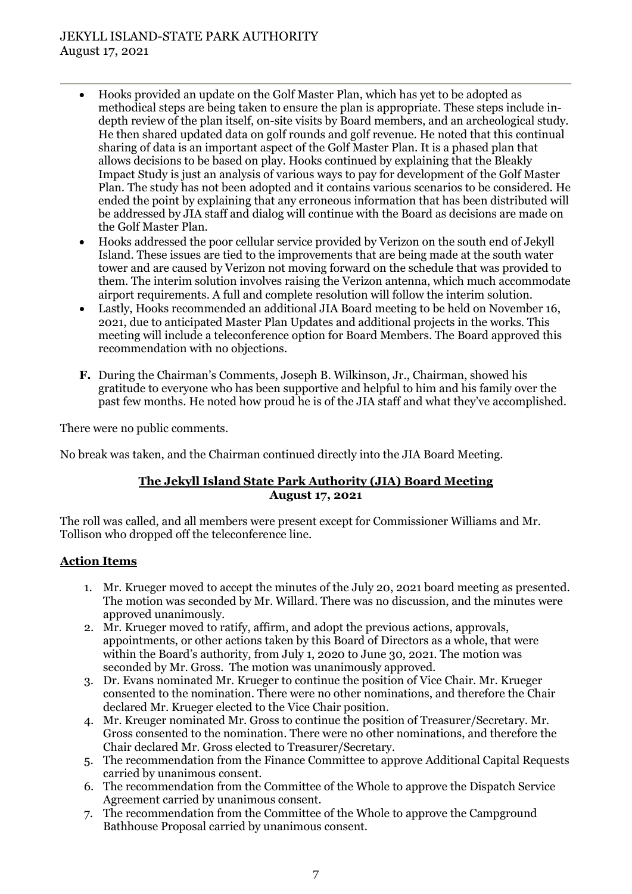- Hooks provided an update on the Golf Master Plan, which has yet to be adopted as methodical steps are being taken to ensure the plan is appropriate. These steps include in-depth review of the plan itself, on-site visits by Board members, and an archeological study. He then shared updated data on golf rounds and golf revenue. He noted that this continual sharing of data is an important aspect of the Golf Master Plan. It is a phased plan that allows decisions to be based on play. Hooks continued by explaining that the Bleakly Impact Study is just an analysis of various ways to pay for development of the Golf Master Plan. The study has not been adopted and it contains various scenarios to be considered. He ended the point by explaining that any erroneous information that has been distributed will be addressed by JIA staff and dialog will continue with the Board as decisions are made on the Golf Master Plan.
- Hooks addressed the poor cellular service provided by Verizon on the south end of Jekyll Island. These issues are tied to the improvements that are being made at the south water tower and are caused by Verizon not moving forward on the schedule that was provided to them. The interim solution involves raising the Verizon antenna, which much accommodate airport requirements. A full and complete resolution will follow the interim solution.
- Lastly, Hooks recommended an additional JIA Board meeting to be held on November 16, 2021, due to anticipated Master Plan Updates and additional projects in the works. This meeting will include a teleconference option for Board Members. The Board approved this recommendation with no objections.

**F.** During the Chairman's Comments, Joseph B. Wilkinson, Jr., Chairman, showed his gratitude to everyone who has been supportive and helpful to him and his family over the past few months. He noted how proud he is of the JIA staff and what they've accomplished.

There were no public comments.

No break was taken, and the Chairman continued directly into the JIA Board Meeting.

## The Jekyll Island State Park Authority (JIA) Board Meeting
**August 17, 2021**

The roll was called, and all members were present except for Commissioner Williams and Mr. Tollison who dropped off the teleconference line.

### Action Items

1. Mr. Krueger moved to accept the minutes of the July 20, 2021 board meeting as presented. The motion was seconded by Mr. Willard. There was no discussion, and the minutes were approved unanimously.
2. Mr. Krueger moved to ratify, affirm, and adopt the previous actions, approvals, appointments, or other actions taken by this Board of Directors as a whole, that were within the Board's authority, from July 1, 2020 to June 30, 2021. The motion was seconded by Mr. Gross. The motion was unanimously approved.
3. Dr. Evans nominated Mr. Krueger to continue the position of Vice Chair. Mr. Krueger consented to the nomination. There were no other nominations, and therefore the Chair declared Mr. Krueger elected to the Vice Chair position.
4. Mr. Kreuger nominated Mr. Gross to continue the position of Treasurer/Secretary. Mr. Gross consented to the nomination. There were no other nominations, and therefore the Chair declared Mr. Gross elected to Treasurer/Secretary.
5. The recommendation from the Finance Committee to approve Additional Capital Requests carried by unanimous consent.
6. The recommendation from the Committee of the Whole to approve the Dispatch Service Agreement carried by unanimous consent.
7. The recommendation from the Committee of the Whole to approve the Campground Bathhouse Proposal carried by unanimous consent.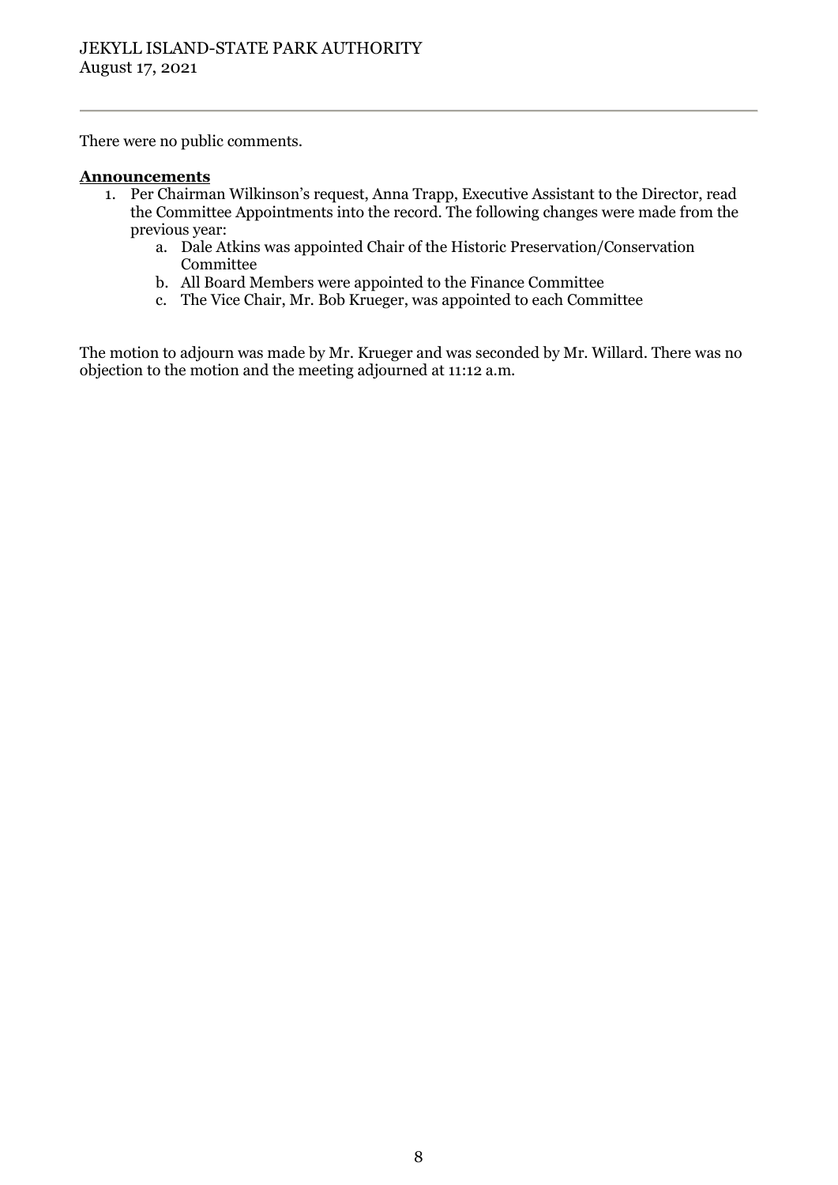There were no public comments.

**Announcements**

1. Per Chairman Wilkinson's request, Anna Trapp, Executive Assistant to the Director, read the Committee Appointments into the record. The following changes were made from the previous year:
   a. Dale Atkins was appointed Chair of the Historic Preservation/Conservation Committee
   b. All Board Members were appointed to the Finance Committee
   c. The Vice Chair, Mr. Bob Krueger, was appointed to each Committee

The motion to adjourn was made by Mr. Krueger and was seconded by Mr. Willard. There was no objection to the motion and the meeting adjourned at 11:12 a.m.